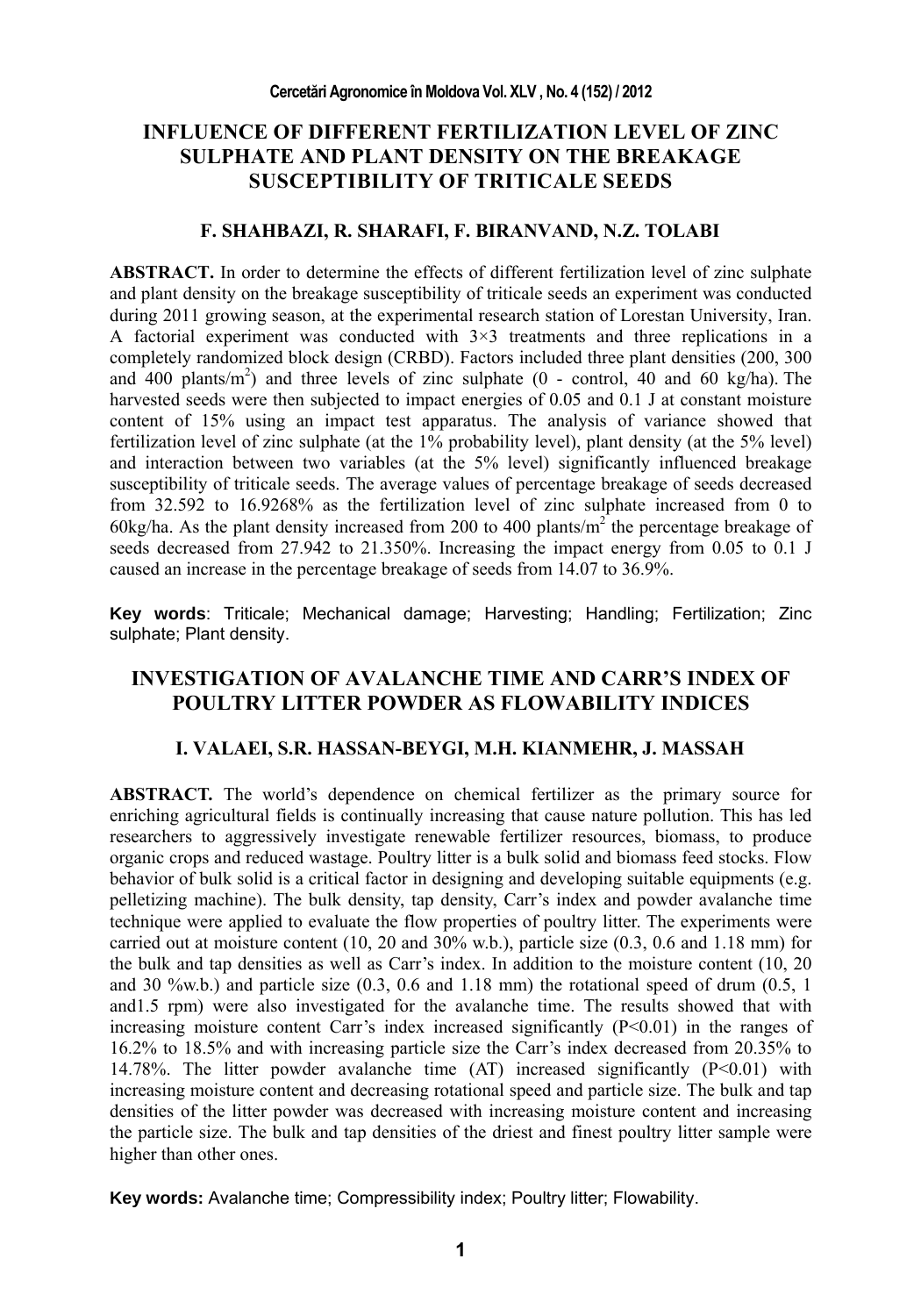# INFLUENCE OF DIFFERENT FERTILIZATION LEVEL OF ZINC SULPHATE AND PLANT DENSITY ON THE BREAKAGE SUSCEPTIBILITY OF TRITICALE SEEDS

### F. SHAHBAZI, R. SHARAFI, F. BIRANVAND, N.Z. TOLABI

**ABSTRACT.** In order to determine the effects of different fertilization level of zinc sulphate and plant density on the breakage susceptibility of triticale seeds an experiment was conducted during 2011 growing season, at the experimental research station of Lorestan University, Iran. A factorial experiment was conducted with 3×3 treatments and three replications in a completely randomized block design (CRBD). Factors included three plant densities (200, 300 and 400 plants/$m^2$) and three levels of zinc sulphate (0 - control, 40 and 60 kg/ha). The harvested seeds were then subjected to impact energies of 0.05 and 0.1 J at constant moisture content of 15% using an impact test apparatus. The analysis of variance showed that fertilization level of zinc sulphate (at the 1% probability level), plant density (at the 5% level) and interaction between two variables (at the 5% level) significantly influenced breakage susceptibility of triticale seeds. The average values of percentage breakage of seeds decreased from 32.592 to 16.9268% as the fertilization level of zinc sulphate increased from 0 to 60kg/ha. As the plant density increased from 200 to 400 plants/$m^2$ the percentage breakage of seeds decreased from 27.942 to 21.350%. Increasing the impact energy from 0.05 to 0.1 J caused an increase in the percentage breakage of seeds from 14.07 to 36.9%.

**Key words**: Triticale; Mechanical damage; Harvesting; Handling; Fertilization; Zinc sulphate; Plant density.

# INVESTIGATION OF AVALANCHE TIME AND CARR'S INDEX OF POULTRY LITTER POWDER AS FLOWABILITY INDICES

### I. VALAEI, S.R. HASSAN-BEYGI, M.H. KIANMEHR, J. MASSAH

**ABSTRACT.** The world's dependence on chemical fertilizer as the primary source for enriching agricultural fields is continually increasing that cause nature pollution. This has led researchers to aggressively investigate renewable fertilizer resources, biomass, to produce organic crops and reduced wastage. Poultry litter is a bulk solid and biomass feed stocks. Flow behavior of bulk solid is a critical factor in designing and developing suitable equipments (e.g. pelletizing machine). The bulk density, tap density, Carr's index and powder avalanche time technique were applied to evaluate the flow properties of poultry litter. The experiments were carried out at moisture content (10, 20 and 30% w.b.), particle size (0.3, 0.6 and 1.18 mm) for the bulk and tap densities as well as Carr's index. In addition to the moisture content (10, 20 and 30 %w.b.) and particle size (0.3, 0.6 and 1.18 mm) the rotational speed of drum (0.5, 1 and1.5 rpm) were also investigated for the avalanche time. The results showed that with increasing moisture content Carr's index increased significantly ($P<0.01$) in the ranges of 16.2% to 18.5% and with increasing particle size the Carr's index decreased from 20.35% to 14.78%. The litter powder avalanche time (AT) increased significantly ($P<0.01$) with increasing moisture content and decreasing rotational speed and particle size. The bulk and tap densities of the litter powder was decreased with increasing moisture content and increasing the particle size. The bulk and tap densities of the driest and finest poultry litter sample were higher than other ones.

**Key words:** Avalanche time; Compressibility index; Poultry litter; Flowability.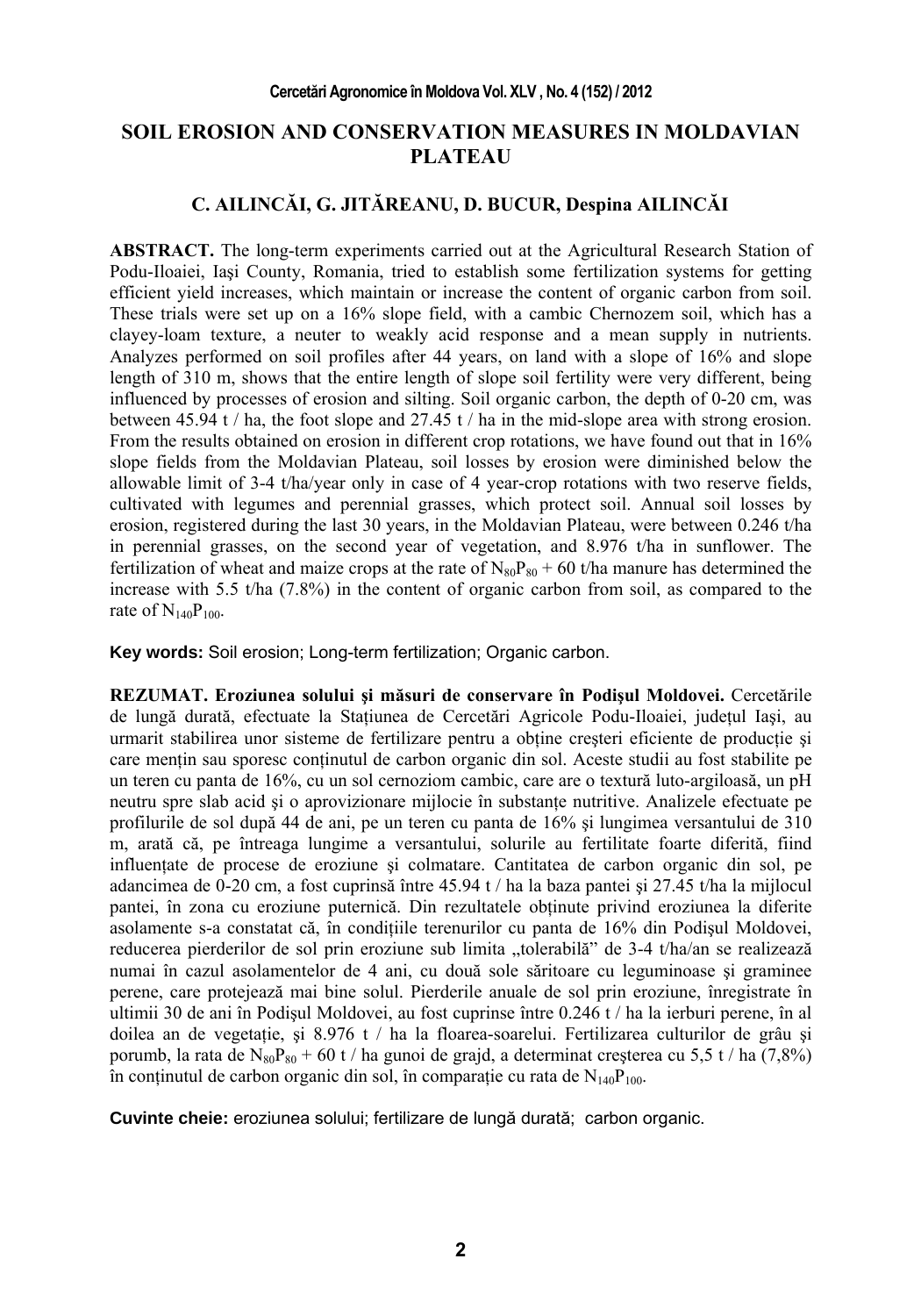# SOIL EROSION AND CONSERVATION MEASURES IN MOLDAVIAN PLATEAU

**C. AILINCĂI, G. JITĂREANU, D. BUCUR, Despina AILINCĂI**

**ABSTRACT.** The long-term experiments carried out at the Agricultural Research Station of Podu-Iloaiei, Iaşi County, Romania, tried to establish some fertilization systems for getting efficient yield increases, which maintain or increase the content of organic carbon from soil. These trials were set up on a 16% slope field, with a cambic Chernozem soil, which has a clayey-loam texture, a neuter to weakly acid response and a mean supply in nutrients. Analyzes performed on soil profiles after 44 years, on land with a slope of 16% and slope length of 310 m, shows that the entire length of slope soil fertility were very different, being influenced by processes of erosion and silting. Soil organic carbon, the depth of 0-20 cm, was between 45.94 t / ha, the foot slope and 27.45 t / ha in the mid-slope area with strong erosion. From the results obtained on erosion in different crop rotations, we have found out that in 16% slope fields from the Moldavian Plateau, soil losses by erosion were diminished below the allowable limit of 3-4 t/ha/year only in case of 4 year-crop rotations with two reserve fields, cultivated with legumes and perennial grasses, which protect soil. Annual soil losses by erosion, registered during the last 30 years, in the Moldavian Plateau, were between 0.246 t/ha in perennial grasses, on the second year of vegetation, and 8.976 t/ha in sunflower. The fertilization of wheat and maize crops at the rate of $N_{80}P_{80}$ + 60 t/ha manure has determined the increase with 5.5 t/ha (7.8%) in the content of organic carbon from soil, as compared to the rate of $N_{140}P_{100}$.

**Key words:** Soil erosion; Long-term fertilization; Organic carbon.

**REZUMAT. Eroziunea solului şi măsuri de conservare în Podişul Moldovei.** Cercetările de lungă durată, efectuate la Staţiunea de Cercetări Agricole Podu-Iloaiei, judeţul Iaşi, au urmarit stabilirea unor sisteme de fertilizare pentru a obţine creşteri eficiente de producţie şi care menţin sau sporesc conţinutul de carbon organic din sol. Aceste studii au fost stabilite pe un teren cu panta de 16%, cu un sol cernoziom cambic, care are o textură luto-argiloasă, un pH neutru spre slab acid şi o aprovizionare mijlocie în substanţe nutritive. Analizele efectuate pe profilurile de sol după 44 de ani, pe un teren cu panta de 16% şi lungimea versantului de 310 m, arată că, pe întreaga lungime a versantului, solurile au fertilitate foarte diferită, fiind influenţate de procese de eroziune şi colmatare. Cantitatea de carbon organic din sol, pe adancimea de 0-20 cm, a fost cuprinsă între 45.94 t / ha la baza pantei şi 27.45 t/ha la mijlocul pantei, în zona cu eroziune puternică. Din rezultatele obţinute privind eroziunea la diferite asolamente s-a constatat că, în condiţiile terenurilor cu panta de 16% din Podişul Moldovei, reducerea pierderilor de sol prin eroziune sub limita „tolerabilă" de 3-4 t/ha/an se realizează numai în cazul asolamentelor de 4 ani, cu două sole săritoare cu leguminoase şi graminee perene, care protejează mai bine solul. Pierderile anuale de sol prin eroziune, înregistrate în ultimii 30 de ani în Podişul Moldovei, au fost cuprinse între 0.246 t / ha la ierburi perene, în al doilea an de vegetaţie, şi 8.976 t / ha la floarea-soarelui. Fertilizarea culturilor de grâu şi porumb, la rata de $N_{80}P_{80}$ + 60 t / ha gunoi de grajd, a determinat creşterea cu 5,5 t / ha (7,8%) în conţinutul de carbon organic din sol, în comparaţie cu rata de $N_{140}P_{100}$.

**Cuvinte cheie:** eroziunea solului; fertilizare de lungă durată; carbon organic.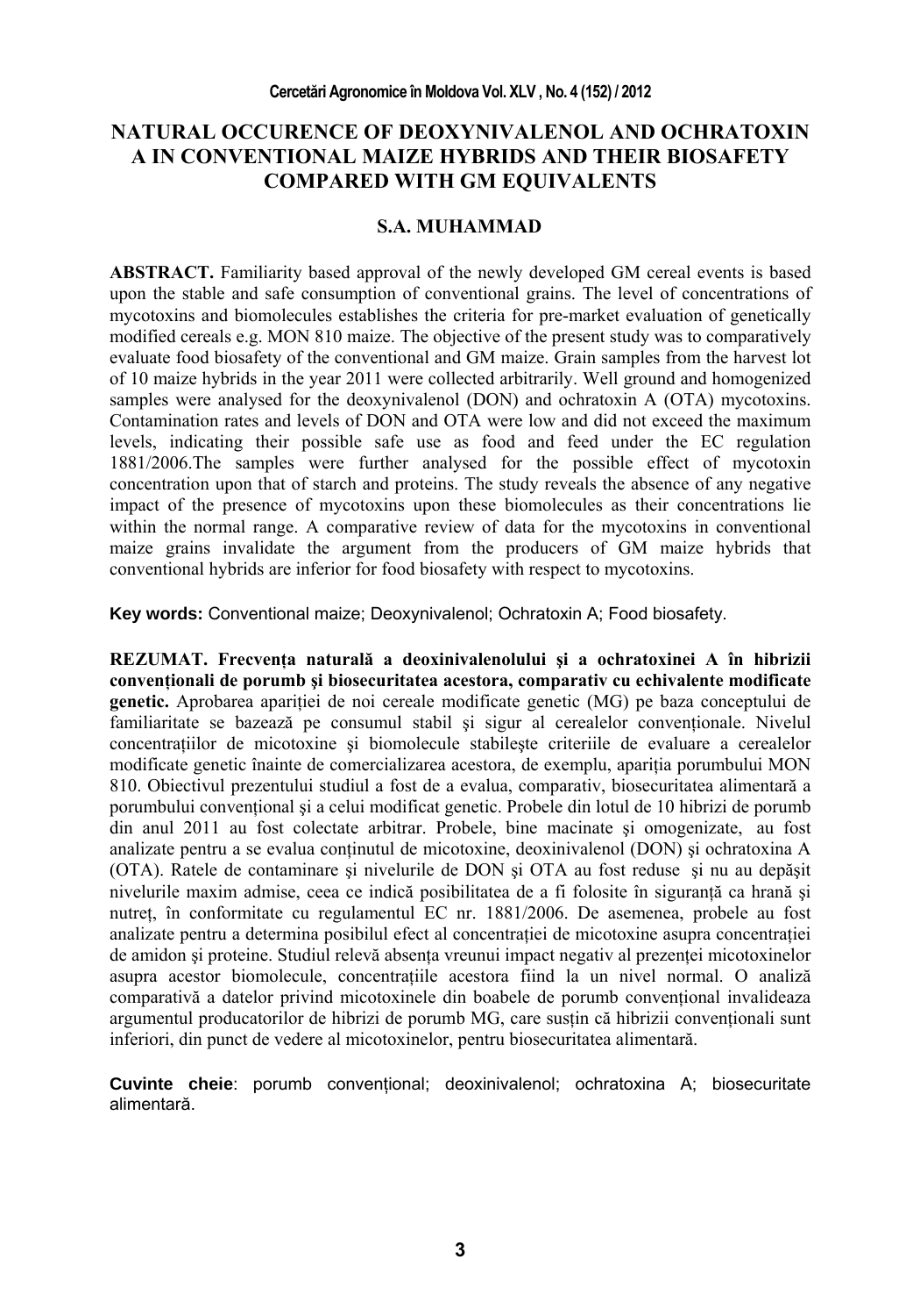# NATURAL OCCURENCE OF DEOXYNIVALENOL AND OCHRATOXIN A IN CONVENTIONAL MAIZE HYBRIDS AND THEIR BIOSAFETY COMPARED WITH GM EQUIVALENTS

**S.A. MUHAMMAD**

**ABSTRACT.** Familiarity based approval of the newly developed GM cereal events is based upon the stable and safe consumption of conventional grains. The level of concentrations of mycotoxins and biomolecules establishes the criteria for pre-market evaluation of genetically modified cereals e.g. MON 810 maize. The objective of the present study was to comparatively evaluate food biosafety of the conventional and GM maize. Grain samples from the harvest lot of 10 maize hybrids in the year 2011 were collected arbitrarily. Well ground and homogenized samples were analysed for the deoxynivalenol (DON) and ochratoxin A (OTA) mycotoxins. Contamination rates and levels of DON and OTA were low and did not exceed the maximum levels, indicating their possible safe use as food and feed under the EC regulation 1881/2006.The samples were further analysed for the possible effect of mycotoxin concentration upon that of starch and proteins. The study reveals the absence of any negative impact of the presence of mycotoxins upon these biomolecules as their concentrations lie within the normal range. A comparative review of data for the mycotoxins in conventional maize grains invalidate the argument from the producers of GM maize hybrids that conventional hybrids are inferior for food biosafety with respect to mycotoxins.

**Key words:** Conventional maize; Deoxynivalenol; Ochratoxin A; Food biosafety.

**REZUMAT. Frecvența naturală a deoxinivalenolului şi a ochratoxinei A în hibrizii convenționali de porumb şi biosecuritatea acestora, comparativ cu echivalente modificate genetic.** Aprobarea apariției de noi cereale modificate genetic (MG) pe baza conceptului de familiaritate se bazează pe consumul stabil şi sigur al cerealelor convenționale. Nivelul concentrațiilor de micotoxine şi biomolecule stabileşte criteriile de evaluare a cerealelor modificate genetic înainte de comercializarea acestora, de exemplu, apariția porumbului MON 810. Obiectivul prezentului studiul a fost de a evalua, comparativ, biosecuritatea alimentară a porumbului convențional şi a celui modificat genetic. Probele din lotul de 10 hibrizi de porumb din anul 2011 au fost colectate arbitrar. Probele, bine macinate şi omogenizate, au fost analizate pentru a se evalua conținutul de micotoxine, deoxinivalenol (DON) şi ochratoxina A (OTA). Ratele de contaminare şi nivelurile de DON şi OTA au fost reduse şi nu au depăşit nivelurile maxim admise, ceea ce indică posibilitatea de a fi folosite în siguranță ca hrană şi nutreț, în conformitate cu regulamentul EC nr. 1881/2006. De asemenea, probele au fost analizate pentru a determina posibilul efect al concentrației de micotoxine asupra concentrației de amidon şi proteine. Studiul relevă absența vreunui impact negativ al prezenței micotoxinelor asupra acestor biomolecule, concentrațiile acestora fiind la un nivel normal. O analiză comparativă a datelor privind micotoxinele din boabele de porumb convențional invalideaza argumentul producatorilor de hibrizi de porumb MG, care susțin că hibrizii convenționali sunt inferiori, din punct de vedere al micotoxinelor, pentru biosecuritatea alimentară.

**Cuvinte cheie**: porumb convențional; deoxinivalenol; ochratoxina A; biosecuritate alimentară.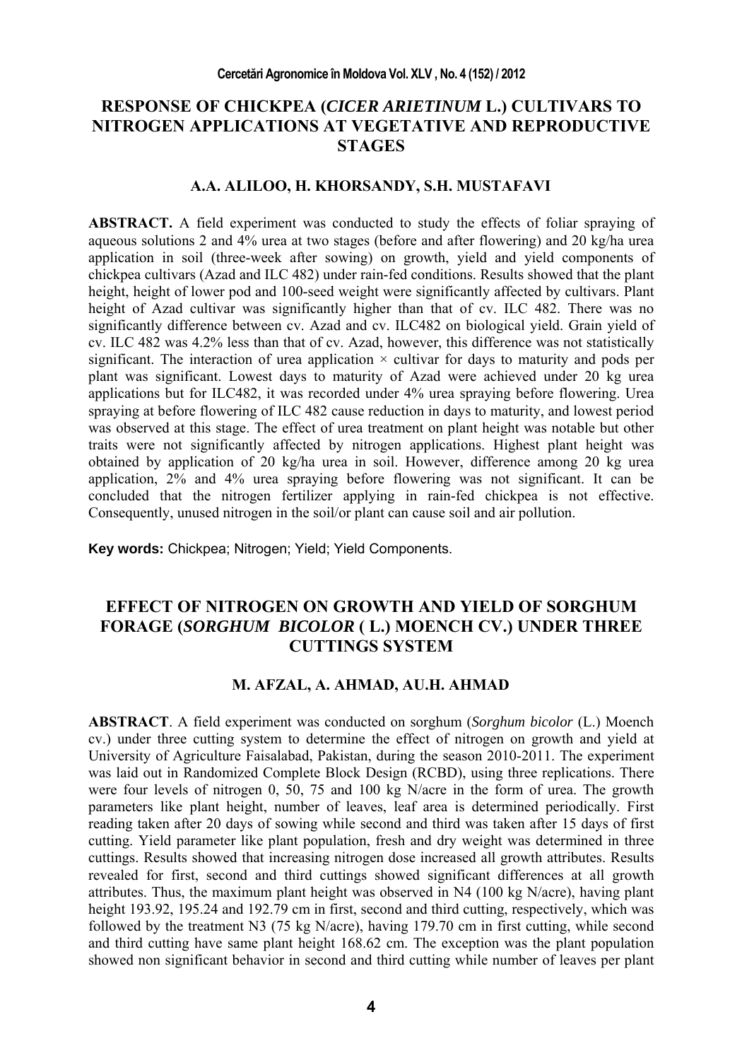## RESPONSE OF CHICKPEA (*CICER ARIETINUM* L.) CULTIVARS TO NITROGEN APPLICATIONS AT VEGETATIVE AND REPRODUCTIVE STAGES

### A.A. ALILOO, H. KHORSANDY, S.H. MUSTAFAVI

**ABSTRACT.** A field experiment was conducted to study the effects of foliar spraying of aqueous solutions 2 and 4% urea at two stages (before and after flowering) and 20 kg/ha urea application in soil (three-week after sowing) on growth, yield and yield components of chickpea cultivars (Azad and ILC 482) under rain-fed conditions. Results showed that the plant height, height of lower pod and 100-seed weight were significantly affected by cultivars. Plant height of Azad cultivar was significantly higher than that of cv. ILC 482. There was no significantly difference between cv. Azad and cv. ILC482 on biological yield. Grain yield of cv. ILC 482 was 4.2% less than that of cv. Azad, however, this difference was not statistically significant. The interaction of urea application × cultivar for days to maturity and pods per plant was significant. Lowest days to maturity of Azad were achieved under 20 kg urea applications but for ILC482, it was recorded under 4% urea spraying before flowering. Urea spraying at before flowering of ILC 482 cause reduction in days to maturity, and lowest period was observed at this stage. The effect of urea treatment on plant height was notable but other traits were not significantly affected by nitrogen applications. Highest plant height was obtained by application of 20 kg/ha urea in soil. However, difference among 20 kg urea application, 2% and 4% urea spraying before flowering was not significant. It can be concluded that the nitrogen fertilizer applying in rain-fed chickpea is not effective. Consequently, unused nitrogen in the soil/or plant can cause soil and air pollution.

**Key words:** Chickpea; Nitrogen; Yield; Yield Components.

## EFFECT OF NITROGEN ON GROWTH AND YIELD OF SORGHUM FORAGE (*SORGHUM BICOLOR* ( L.) MOENCH CV.) UNDER THREE CUTTINGS SYSTEM

### M. AFZAL, A. AHMAD, AU.H. AHMAD

**ABSTRACT**. A field experiment was conducted on sorghum (*Sorghum bicolor* (L.) Moench cv.) under three cutting system to determine the effect of nitrogen on growth and yield at University of Agriculture Faisalabad, Pakistan, during the season 2010-2011. The experiment was laid out in Randomized Complete Block Design (RCBD), using three replications. There were four levels of nitrogen 0, 50, 75 and 100 kg N/acre in the form of urea. The growth parameters like plant height, number of leaves, leaf area is determined periodically. First reading taken after 20 days of sowing while second and third was taken after 15 days of first cutting. Yield parameter like plant population, fresh and dry weight was determined in three cuttings. Results showed that increasing nitrogen dose increased all growth attributes. Results revealed for first, second and third cuttings showed significant differences at all growth attributes. Thus, the maximum plant height was observed in N4 (100 kg N/acre), having plant height 193.92, 195.24 and 192.79 cm in first, second and third cutting, respectively, which was followed by the treatment N3 (75 kg N/acre), having 179.70 cm in first cutting, while second and third cutting have same plant height 168.62 cm. The exception was the plant population showed non significant behavior in second and third cutting while number of leaves per plant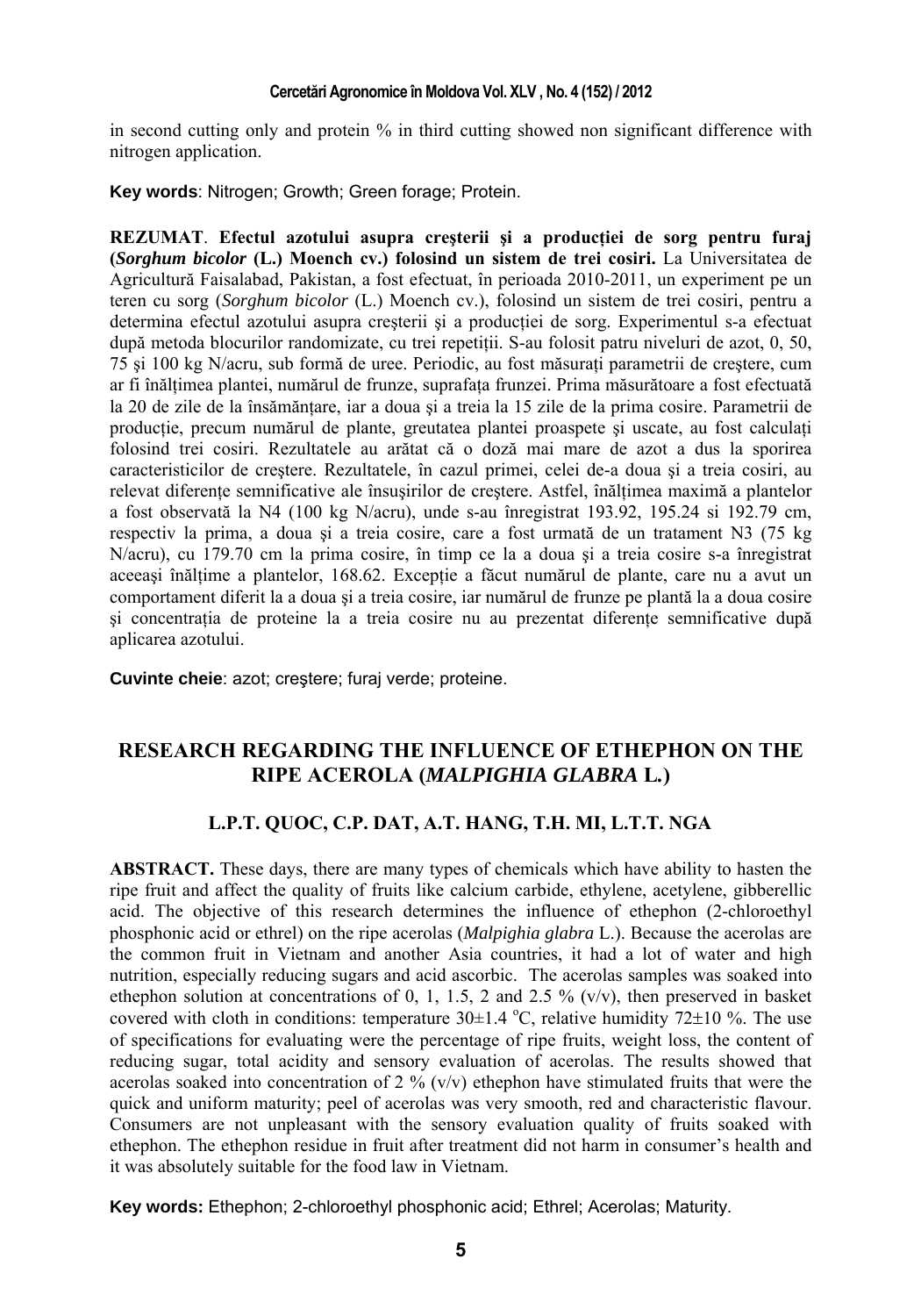in second cutting only and protein % in third cutting showed non significant difference with nitrogen application.

**Key words**: Nitrogen; Growth; Green forage; Protein.

**REZUMAT**. **Efectul azotului asupra creşterii şi a producţiei de sorg pentru furaj (*Sorghum bicolor* (L.) Moench cv.) folosind un sistem de trei cosiri.** La Universitatea de Agricultură Faisalabad, Pakistan, a fost efectuat, în perioada 2010-2011, un experiment pe un teren cu sorg (*Sorghum bicolor* (L.) Moench cv.), folosind un sistem de trei cosiri, pentru a determina efectul azotului asupra creşterii şi a producţiei de sorg. Experimentul s-a efectuat după metoda blocurilor randomizate, cu trei repetiţii. S-au folosit patru niveluri de azot, 0, 50, 75 şi 100 kg N/acru, sub formă de uree. Periodic, au fost măsuraţi parametrii de creştere, cum ar fi înălţimea plantei, numărul de frunze, suprafaţa frunzei. Prima măsurătoare a fost efectuată la 20 de zile de la însămânţare, iar a doua şi a treia la 15 zile de la prima cosire. Parametrii de producţie, precum numărul de plante, greutatea plantei proaspete şi uscate, au fost calculaţi folosind trei cosiri. Rezultatele au arătat că o doză mai mare de azot a dus la sporirea caracteristicilor de creştere. Rezultatele, în cazul primei, celei de-a doua şi a treia cosiri, au relevat diferenţe semnificative ale însuşirilor de creştere. Astfel, înălţimea maximă a plantelor a fost observată la N4 (100 kg N/acru), unde s-au înregistrat 193.92, 195.24 si 192.79 cm, respectiv la prima, a doua şi a treia cosire, care a fost urmată de un tratament N3 (75 kg N/acru), cu 179.70 cm la prima cosire, în timp ce la a doua şi a treia cosire s-a înregistrat aceeaşi înălţime a plantelor, 168.62. Excepţie a făcut numărul de plante, care nu a avut un comportament diferit la a doua şi a treia cosire, iar numărul de frunze pe plantă la a doua cosire şi concentraţia de proteine la a treia cosire nu au prezentat diferenţe semnificative după aplicarea azotului.

**Cuvinte cheie**: azot; creştere; furaj verde; proteine.

## RESEARCH REGARDING THE INFLUENCE OF ETHEPHON ON THE RIPE ACEROLA (*MALPIGHIA GLABRA* L.)

### L.P.T. QUOC, C.P. DAT, A.T. HANG, T.H. MI, L.T.T. NGA

**ABSTRACT.** These days, there are many types of chemicals which have ability to hasten the ripe fruit and affect the quality of fruits like calcium carbide, ethylene, acetylene, gibberellic acid. The objective of this research determines the influence of ethephon (2-chloroethyl phosphonic acid or ethrel) on the ripe acerolas (*Malpighia glabra* L.). Because the acerolas are the common fruit in Vietnam and another Asia countries, it had a lot of water and high nutrition, especially reducing sugars and acid ascorbic. The acerolas samples was soaked into ethephon solution at concentrations of 0, 1, 1.5, 2 and 2.5 % (v/v), then preserved in basket covered with cloth in conditions: temperature $30 \pm 1.4$ °C, relative humidity $72 \pm 10$ %. The use of specifications for evaluating were the percentage of ripe fruits, weight loss, the content of reducing sugar, total acidity and sensory evaluation of acerolas. The results showed that acerolas soaked into concentration of 2 % (v/v) ethephon have stimulated fruits that were the quick and uniform maturity; peel of acerolas was very smooth, red and characteristic flavour. Consumers are not unpleasant with the sensory evaluation quality of fruits soaked with ethephon. The ethephon residue in fruit after treatment did not harm in consumer's health and it was absolutely suitable for the food law in Vietnam.

**Key words:** Ethephon; 2-chloroethyl phosphonic acid; Ethrel; Acerolas; Maturity.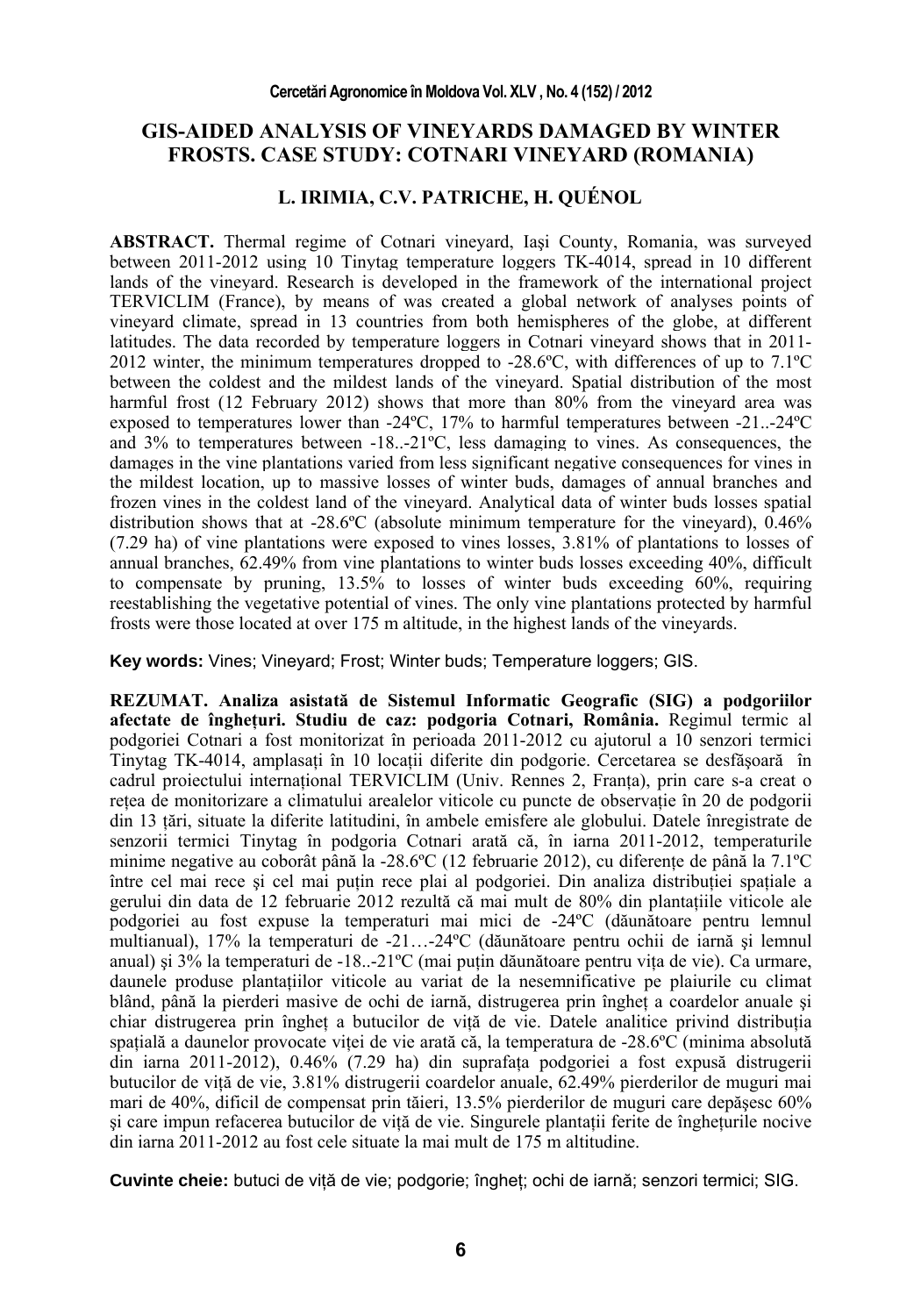# GIS-AIDED ANALYSIS OF VINEYARDS DAMAGED BY WINTER FROSTS. CASE STUDY: COTNARI VINEYARD (ROMANIA)

## L. IRIMIA, C.V. PATRICHE, H. QUÉNOL

**ABSTRACT.** Thermal regime of Cotnari vineyard, Iaşi County, Romania, was surveyed between 2011-2012 using 10 Tinytag temperature loggers TK-4014, spread in 10 different lands of the vineyard. Research is developed in the framework of the international project TERVICLIM (France), by means of was created a global network of analyses points of vineyard climate, spread in 13 countries from both hemispheres of the globe, at different latitudes. The data recorded by temperature loggers in Cotnari vineyard shows that in 2011-2012 winter, the minimum temperatures dropped to -28.6ºC, with differences of up to 7.1ºC between the coldest and the mildest lands of the vineyard. Spatial distribution of the most harmful frost (12 February 2012) shows that more than 80% from the vineyard area was exposed to temperatures lower than -24ºC, 17% to harmful temperatures between -21..-24ºC and 3% to temperatures between -18..-21ºC, less damaging to vines. As consequences, the damages in the vine plantations varied from less significant negative consequences for vines in the mildest location, up to massive losses of winter buds, damages of annual branches and frozen vines in the coldest land of the vineyard. Analytical data of winter buds losses spatial distribution shows that at -28.6ºC (absolute minimum temperature for the vineyard), 0.46% (7.29 ha) of vine plantations were exposed to vines losses, 3.81% of plantations to losses of annual branches, 62.49% from vine plantations to winter buds losses exceeding 40%, difficult to compensate by pruning, 13.5% to losses of winter buds exceeding 60%, requiring reestablishing the vegetative potential of vines. The only vine plantations protected by harmful frosts were those located at over 175 m altitude, in the highest lands of the vineyards.

**Key words:** Vines; Vineyard; Frost; Winter buds; Temperature loggers; GIS.

**REZUMAT. Analiza asistată de Sistemul Informatic Geografic (SIG) a podgoriilor afectate de îngheţuri. Studiu de caz: podgoria Cotnari, România.** Regimul termic al podgoriei Cotnari a fost monitorizat în perioada 2011-2012 cu ajutorul a 10 senzori termici Tinytag TK-4014, amplasaţi în 10 locaţii diferite din podgorie. Cercetarea se desfăşoară în cadrul proiectului internaţional TERVICLIM (Univ. Rennes 2, Franţa), prin care s-a creat o reţea de monitorizare a climatului arealelor viticole cu puncte de observaţie în 20 de podgorii din 13 ţări, situate la diferite latitudini, în ambele emisfere ale globului. Datele înregistrate de senzorii termici Tinytag în podgoria Cotnari arată că, în iarna 2011-2012, temperaturile minime negative au coborât până la -28.6ºC (12 februarie 2012), cu diferenţe de până la 7.1ºC între cel mai rece şi cel mai puţin rece plai al podgoriei. Din analiza distribuţiei spaţiale a gerului din data de 12 februarie 2012 rezultă că mai mult de 80% din plantaţiile viticole ale podgoriei au fost expuse la temperaturi mai mici de -24ºC (dăunătoare pentru lemnul multianual), 17% la temperaturi de -21…-24ºC (dăunătoare pentru ochii de iarnă şi lemnul anual) şi 3% la temperaturi de -18..-21ºC (mai puţin dăunătoare pentru viţa de vie). Ca urmare, daunele produse plantaţiilor viticole au variat de la nesemnificative pe plaiurile cu climat blând, până la pierderi masive de ochi de iarnă, distrugerea prin îngheţ a coardelor anuale şi chiar distrugerea prin îngheţ a butucilor de viţă de vie. Datele analitice privind distribuţia spaţială a daunelor provocate viţei de vie arată că, la temperatura de -28.6ºC (minima absolută din iarna 2011-2012), 0.46% (7.29 ha) din suprafaţa podgoriei a fost expusă distrugerii butucilor de viţă de vie, 3.81% distrugerii coardelor anuale, 62.49% pierderilor de muguri mai mari de 40%, dificil de compensat prin tăieri, 13.5% pierderilor de muguri care depăşesc 60% şi care impun refacerea butucilor de viţă de vie. Singurele plantaţii ferite de îngheţurile nocive din iarna 2011-2012 au fost cele situate la mai mult de 175 m altitudine.

**Cuvinte cheie:** butuci de viță de vie; podgorie; îngheț; ochi de iarnă; senzori termici; SIG.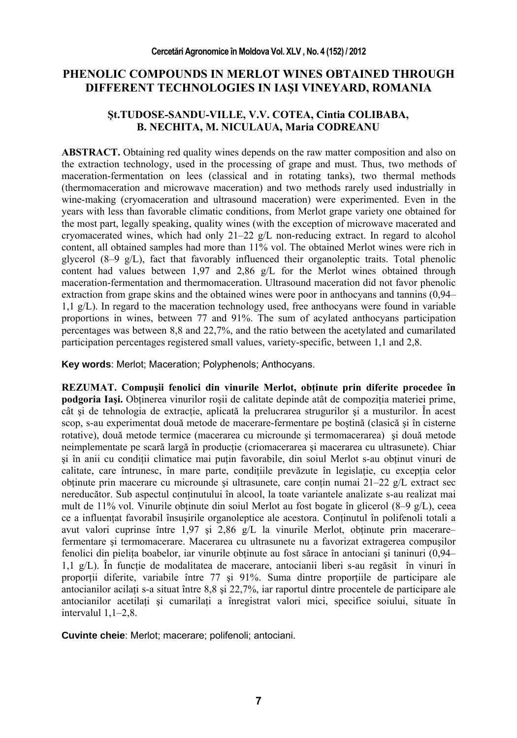# PHENOLIC COMPOUNDS IN MERLOT WINES OBTAINED THROUGH DIFFERENT TECHNOLOGIES IN IAŞI VINEYARD, ROMANIA

**Şt.TUDOSE-SANDU-VILLE, V.V. COTEA, Cintia COLIBABA, B. NECHITA, M. NICULAUA, Maria CODREANU**

**ABSTRACT.** Obtaining red quality wines depends on the raw matter composition and also on the extraction technology, used in the processing of grape and must. Thus, two methods of maceration-fermentation on lees (classical and in rotating tanks), two thermal methods (thermomaceration and microwave maceration) and two methods rarely used industrially in wine-making (cryomaceration and ultrasound maceration) were experimented. Even in the years with less than favorable climatic conditions, from Merlot grape variety one obtained for the most part, legally speaking, quality wines (with the exception of microwave macerated and cryomacerated wines, which had only 21–22 g/L non-reducing extract. In regard to alcohol content, all obtained samples had more than 11% vol. The obtained Merlot wines were rich in glycerol (8–9 g/L), fact that favorably influenced their organoleptic traits. Total phenolic content had values between 1,97 and 2,86 g/L for the Merlot wines obtained through maceration-fermentation and thermomaceration. Ultrasound maceration did not favor phenolic extraction from grape skins and the obtained wines were poor in anthocyans and tannins (0,94–1,1 g/L). In regard to the maceration technology used, free anthocyans were found in variable proportions in wines, between 77 and 91%. The sum of acylated anthocyans participation percentages was between 8,8 and 22,7%, and the ratio between the acetylated and cumarilated participation percentages registered small values, variety-specific, between 1,1 and 2,8.

**Key words**: Merlot; Maceration; Polyphenols; Anthocyans.

**REZUMAT. Compuşii fenolici din vinurile Merlot, obţinute prin diferite procedee în podgoria Iaşi.** Obţinerea vinurilor roşii de calitate depinde atât de compoziţia materiei prime, cât şi de tehnologia de extracţie, aplicată la prelucrarea strugurilor şi a musturilor. În acest scop, s-au experimentat două metode de macerare-fermentare pe boştină (clasică şi în cisterne rotative), două metode termice (macerarea cu microunde şi termomacerarea) şi două metode neimplementate pe scară largă în producţie (criomacerarea şi macerarea cu ultrasunete). Chiar şi în anii cu condiţii climatice mai puţin favorabile, din soiul Merlot s-au obţinut vinuri de calitate, care întrunesc, în mare parte, condiţiile prevăzute în legislaţie, cu excepţia celor obţinute prin macerare cu microunde şi ultrasunete, care conţin numai 21–22 g/L extract sec nereducător. Sub aspectul conţinutului în alcool, la toate variantele analizate s-au realizat mai mult de 11% vol. Vinurile obţinute din soiul Merlot au fost bogate în glicerol (8–9 g/L), ceea ce a influenţat favorabil însuşirile organoleptice ale acestora. Conţinutul în polifenoli totali a avut valori cuprinse între 1,97 şi 2,86 g/L la vinurile Merlot, obţinute prin macerare–fermentare şi termomacerare. Macerarea cu ultrasunete nu a favorizat extragerea compuşilor fenolici din pieliţa boabelor, iar vinurile obţinute au fost sărace în antociani şi taninuri (0,94–1,1 g/L). În funcţie de modalitatea de macerare, antocianii liberi s-au regăsit în vinuri în proporţii diferite, variabile între 77 şi 91%. Suma dintre proporţiile de participare ale antocianilor acilaţi s-a situat între 8,8 şi 22,7%, iar raportul dintre procentele de participare ale antocianilor acetilaţi şi cumarilaţi a înregistrat valori mici, specifice soiului, situate în intervalul 1,1–2,8.

**Cuvinte cheie**: Merlot; macerare; polifenoli; antociani.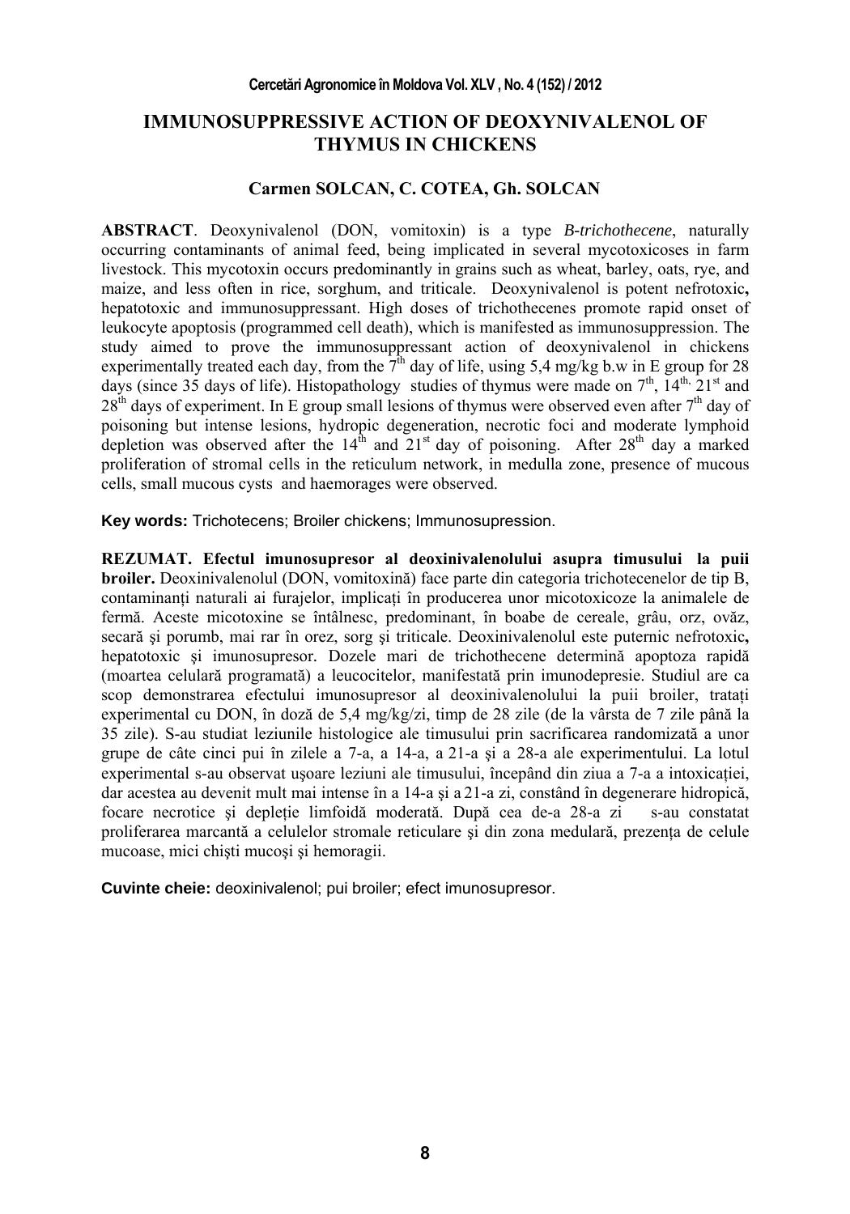# IMMUNOSUPPRESSIVE ACTION OF DEOXYNIVALENOL OF THYMUS IN CHICKENS

**Carmen SOLCAN, C. COTEA, Gh. SOLCAN**

**ABSTRACT**. Deoxynivalenol (DON, vomitoxin) is a type *B-trichothecene*, naturally occurring contaminants of animal feed, being implicated in several mycotoxicoses in farm livestock. This mycotoxin occurs predominantly in grains such as wheat, barley, oats, rye, and maize, and less often in rice, sorghum, and triticale. Deoxynivalenol is potent nefrotoxic**,** hepatotoxic and immunosuppressant. High doses of trichothecenes promote rapid onset of leukocyte apoptosis (programmed cell death), which is manifested as immunosuppression. The study aimed to prove the immunosuppressant action of deoxynivalenol in chickens experimentally treated each day, from the 7[th] day of life, using 5,4 mg/kg b.w in E group for 28 days (since 35 days of life). Histopathology studies of thymus were made on 7[th], 14[th], 21[st] and 28[th] days of experiment. In E group small lesions of thymus were observed even after 7[th] day of poisoning but intense lesions, hydropic degeneration, necrotic foci and moderate lymphoid depletion was observed after the 14[th] and 21[st] day of poisoning. After 28[th] day a marked proliferation of stromal cells in the reticulum network, in medulla zone, presence of mucous cells, small mucous cysts and haemorages were observed.

**Key words:** Trichotecens; Broiler chickens; Immunosupression.

**REZUMAT. Efectul imunosupresor al deoxinivalenolului asupra timusului la puii broiler.** Deoxinivalenolul (DON, vomitoxină) face parte din categoria trichotecenelor de tip B, contaminanți naturali ai furajelor, implicați în producerea unor micotoxicoze la animalele de fermă. Aceste micotoxine se întâlnesc, predominant, în boabe de cereale, grâu, orz, ovăz, secară şi porumb, mai rar în orez, sorg şi triticale. Deoxinivalenolul este puternic nefrotoxic**,** hepatotoxic şi imunosupresor. Dozele mari de trichothecene determină apoptoza rapidă (moartea celulară programată) a leucocitelor, manifestată prin imunodepresie. Studiul are ca scop demonstrarea efectului imunosupresor al deoxinivalenolului la puii broiler, tratați experimental cu DON, în doză de 5,4 mg/kg/zi, timp de 28 zile (de la vârsta de 7 zile până la 35 zile). S-au studiat leziunile histologice ale timusului prin sacrificarea randomizată a unor grupe de câte cinci pui în zilele a 7-a, a 14-a, a 21-a şi a 28-a ale experimentului. La lotul experimental s-au observat uşoare leziuni ale timusului, începând din ziua a 7-a a intoxicației, dar acestea au devenit mult mai intense în a 14-a şi a 21-a zi, constând în degenerare hidropică, focare necrotice şi depleție limfoidă moderată. După cea de-a 28-a zi s-au constatat proliferarea marcantă a celulelor stromale reticulare şi din zona medulară, prezența de celule mucoase, mici chişti mucoşi şi hemoragii.

**Cuvinte cheie:** deoxinivalenol; pui broiler; efect imunosupresor.